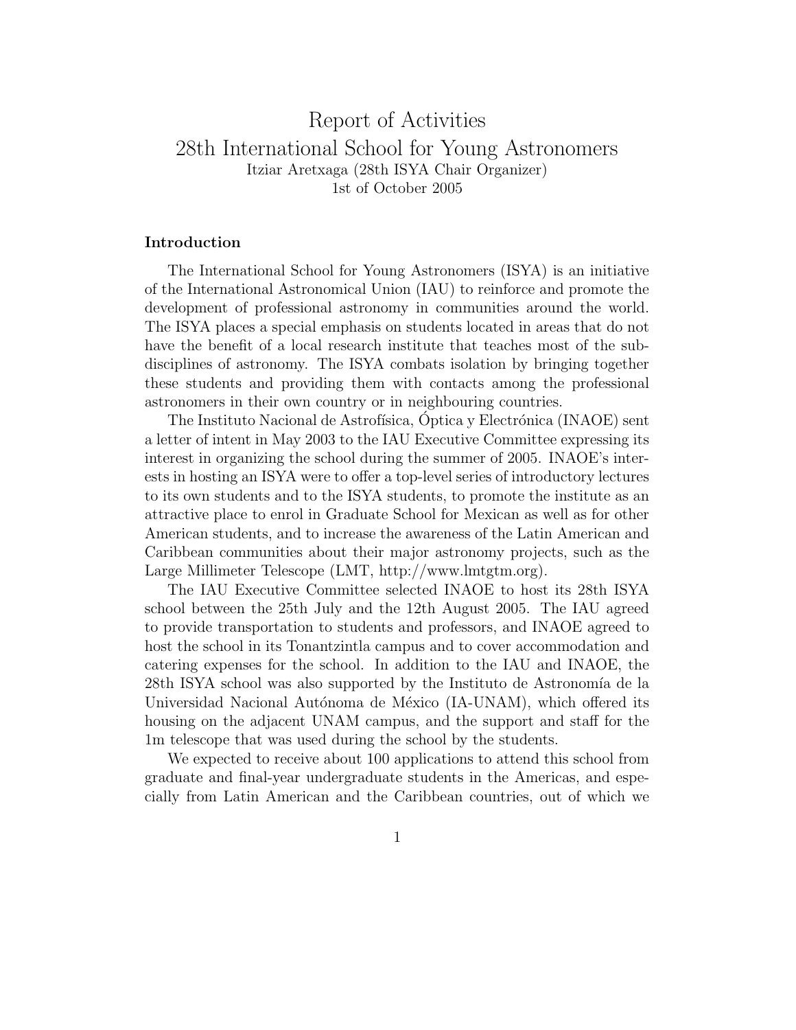# Report of Activities
# 28th International School for Young Astronomers

Itziar Aretxaga (28th ISYA Chair Organizer)
1st of October 2005

## Introduction

The International School for Young Astronomers (ISYA) is an initiative of the International Astronomical Union (IAU) to reinforce and promote the development of professional astronomy in communities around the world. The ISYA places a special emphasis on students located in areas that do not have the benefit of a local research institute that teaches most of the sub-disciplines of astronomy. The ISYA combats isolation by bringing together these students and providing them with contacts among the professional astronomers in their own country or in neighbouring countries.

The Instituto Nacional de Astrofísica, Óptica y Electrónica (INAOE) sent a letter of intent in May 2003 to the IAU Executive Committee expressing its interest in organizing the school during the summer of 2005. INAOE's interests in hosting an ISYA were to offer a top-level series of introductory lectures to its own students and to the ISYA students, to promote the institute as an attractive place to enrol in Graduate School for Mexican as well as for other American students, and to increase the awareness of the Latin American and Caribbean communities about their major astronomy projects, such as the Large Millimeter Telescope (LMT, http://www.lmtgtm.org).

The IAU Executive Committee selected INAOE to host its 28th ISYA school between the 25th July and the 12th August 2005. The IAU agreed to provide transportation to students and professors, and INAOE agreed to host the school in its Tonantzintla campus and to cover accommodation and catering expenses for the school. In addition to the IAU and INAOE, the 28th ISYA school was also supported by the Instituto de Astronomía de la Universidad Nacional Autónoma de México (IA-UNAM), which offered its housing on the adjacent UNAM campus, and the support and staff for the 1m telescope that was used during the school by the students.

We expected to receive about 100 applications to attend this school from graduate and final-year undergraduate students in the Americas, and especially from Latin American and the Caribbean countries, out of which we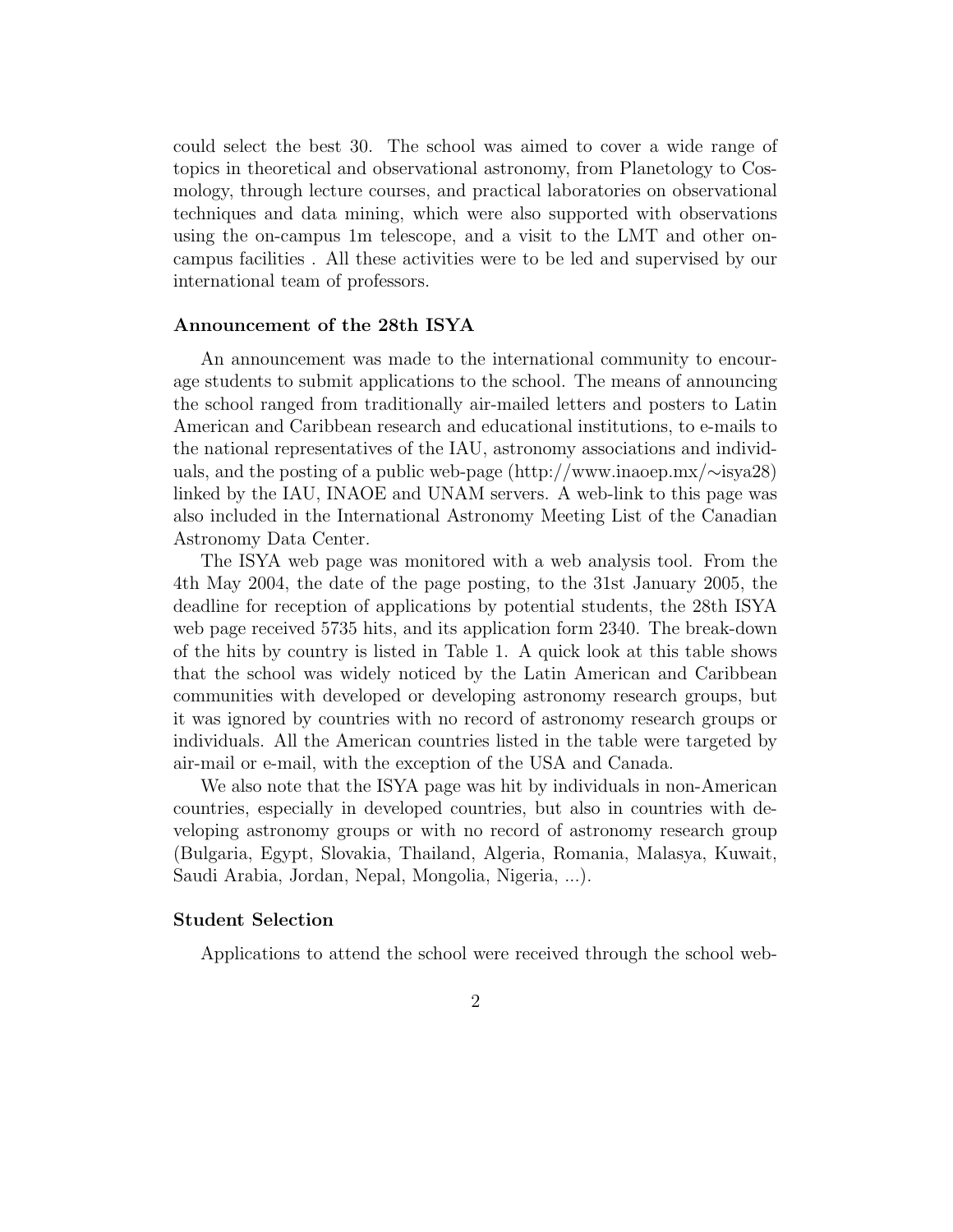could select the best 30. The school was aimed to cover a wide range of topics in theoretical and observational astronomy, from Planetology to Cosmology, through lecture courses, and practical laboratories on observational techniques and data mining, which were also supported with observations using the on-campus 1m telescope, and a visit to the LMT and other on-campus facilities . All these activities were to be led and supervised by our international team of professors.

**Announcement of the 28th ISYA**

An announcement was made to the international community to encourage students to submit applications to the school. The means of announcing the school ranged from traditionally air-mailed letters and posters to Latin American and Caribbean research and educational institutions, to e-mails to the national representatives of the IAU, astronomy associations and individuals, and the posting of a public web-page (http://www.inaoep.mx/∼isya28) linked by the IAU, INAOE and UNAM servers. A web-link to this page was also included in the International Astronomy Meeting List of the Canadian Astronomy Data Center.

The ISYA web page was monitored with a web analysis tool. From the 4th May 2004, the date of the page posting, to the 31st January 2005, the deadline for reception of applications by potential students, the 28th ISYA web page received 5735 hits, and its application form 2340. The break-down of the hits by country is listed in Table 1. A quick look at this table shows that the school was widely noticed by the Latin American and Caribbean communities with developed or developing astronomy research groups, but it was ignored by countries with no record of astronomy research groups or individuals. All the American countries listed in the table were targeted by air-mail or e-mail, with the exception of the USA and Canada.

We also note that the ISYA page was hit by individuals in non-American countries, especially in developed countries, but also in countries with developing astronomy groups or with no record of astronomy research group (Bulgaria, Egypt, Slovakia, Thailand, Algeria, Romania, Malasya, Kuwait, Saudi Arabia, Jordan, Nepal, Mongolia, Nigeria, ...).

**Student Selection**

Applications to attend the school were received through the school web-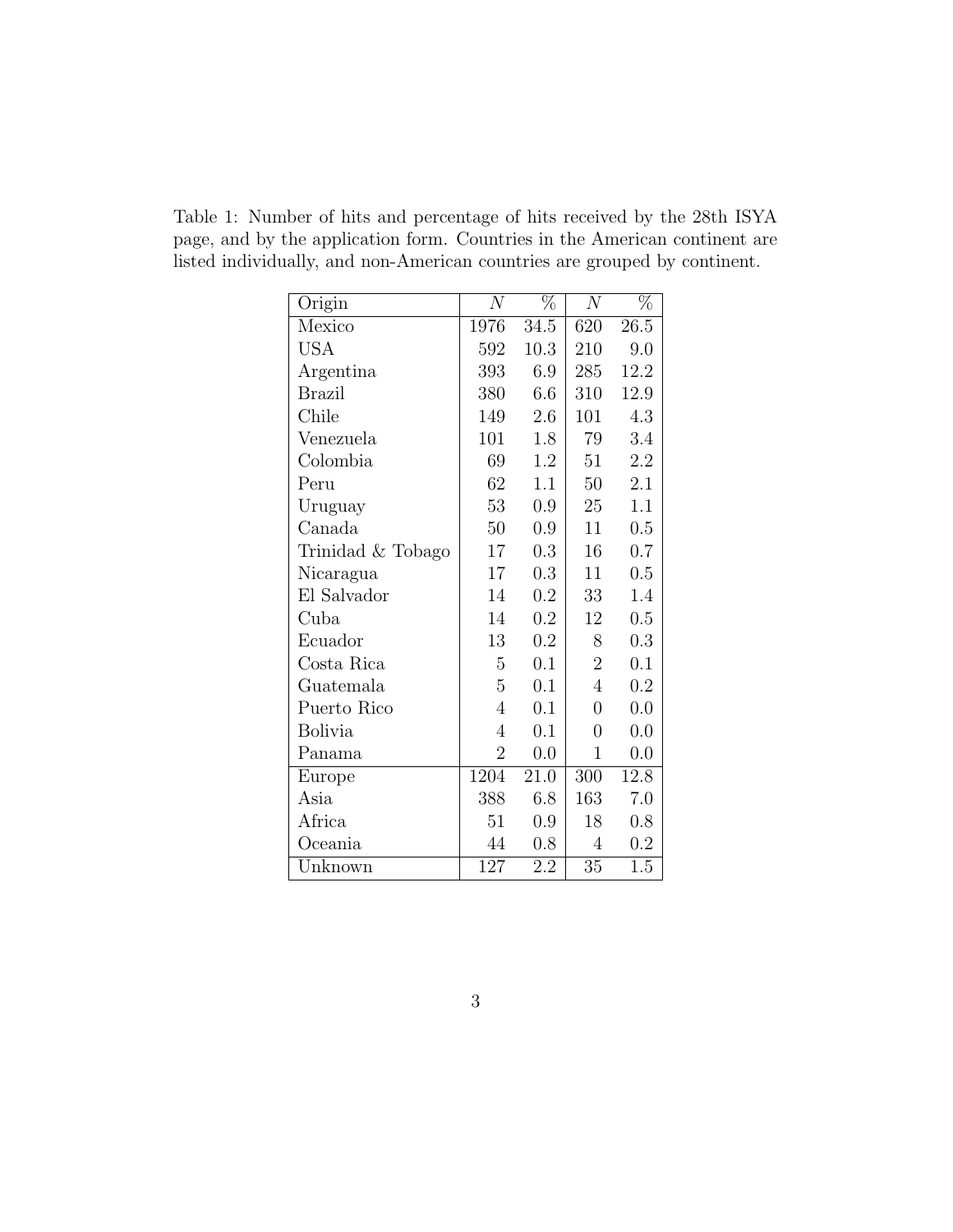Table 1: Number of hits and percentage of hits received by the 28th ISYA page, and by the application form. Countries in the American continent are listed individually, and non-American countries are grouped by continent.

| Origin | $N$ | % | $N$ | % |
|---|---|---|---|---|
| Mexico | 1976 | 34.5 | 620 | 26.5 |
| USA | 592 | 10.3 | 210 | 9.0 |
| Argentina | 393 | 6.9 | 285 | 12.2 |
| Brazil | 380 | 6.6 | 310 | 12.9 |
| Chile | 149 | 2.6 | 101 | 4.3 |
| Venezuela | 101 | 1.8 | 79 | 3.4 |
| Colombia | 69 | 1.2 | 51 | 2.2 |
| Peru | 62 | 1.1 | 50 | 2.1 |
| Uruguay | 53 | 0.9 | 25 | 1.1 |
| Canada | 50 | 0.9 | 11 | 0.5 |
| Trinidad & Tobago | 17 | 0.3 | 16 | 0.7 |
| Nicaragua | 17 | 0.3 | 11 | 0.5 |
| El Salvador | 14 | 0.2 | 33 | 1.4 |
| Cuba | 14 | 0.2 | 12 | 0.5 |
| Ecuador | 13 | 0.2 | 8 | 0.3 |
| Costa Rica | 5 | 0.1 | 2 | 0.1 |
| Guatemala | 5 | 0.1 | 4 | 0.2 |
| Puerto Rico | 4 | 0.1 | 0 | 0.0 |
| Bolivia | 4 | 0.1 | 0 | 0.0 |
| Panama | 2 | 0.0 | 1 | 0.0 |
| Europe | 1204 | 21.0 | 300 | 12.8 |
| Asia | 388 | 6.8 | 163 | 7.0 |
| Africa | 51 | 0.9 | 18 | 0.8 |
| Oceania | 44 | 0.8 | 4 | 0.2 |
| Unknown | 127 | 2.2 | 35 | 1.5 |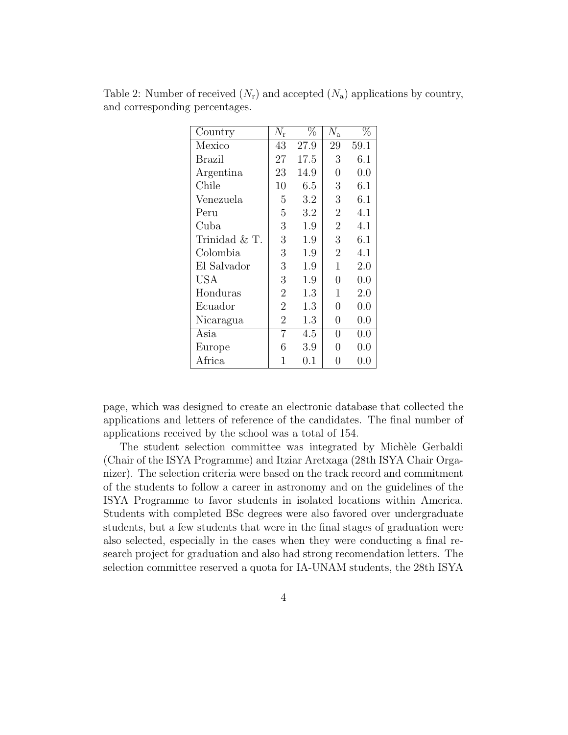Table 2: Number of received ($N_\mathrm{r}$) and accepted ($N_\mathrm{a}$) applications by country, and corresponding percentages.

| Country | $N_\mathrm{r}$ | % | $N_\mathrm{a}$ | % |
|---|---|---|---|---|
| Mexico | 43 | 27.9 | 29 | 59.1 |
| Brazil | 27 | 17.5 | 3 | 6.1 |
| Argentina | 23 | 14.9 | 0 | 0.0 |
| Chile | 10 | 6.5 | 3 | 6.1 |
| Venezuela | 5 | 3.2 | 3 | 6.1 |
| Peru | 5 | 3.2 | 2 | 4.1 |
| Cuba | 3 | 1.9 | 2 | 4.1 |
| Trinidad & T. | 3 | 1.9 | 3 | 6.1 |
| Colombia | 3 | 1.9 | 2 | 4.1 |
| El Salvador | 3 | 1.9 | 1 | 2.0 |
| USA | 3 | 1.9 | 0 | 0.0 |
| Honduras | 2 | 1.3 | 1 | 2.0 |
| Ecuador | 2 | 1.3 | 0 | 0.0 |
| Nicaragua | 2 | 1.3 | 0 | 0.0 |
| Asia | 7 | 4.5 | 0 | 0.0 |
| Europe | 6 | 3.9 | 0 | 0.0 |
| Africa | 1 | 0.1 | 0 | 0.0 |

page, which was designed to create an electronic database that collected the applications and letters of reference of the candidates. The final number of applications received by the school was a total of 154.

The student selection committee was integrated by Michèle Gerbaldi (Chair of the ISYA Programme) and Itziar Aretxaga (28th ISYA Chair Organizer). The selection criteria were based on the track record and commitment of the students to follow a career in astronomy and on the guidelines of the ISYA Programme to favor students in isolated locations within America. Students with completed BSc degrees were also favored over undergraduate students, but a few students that were in the final stages of graduation were also selected, especially in the cases when they were conducting a final research project for graduation and also had strong recomendation letters. The selection committee reserved a quota for IA-UNAM students, the 28th ISYA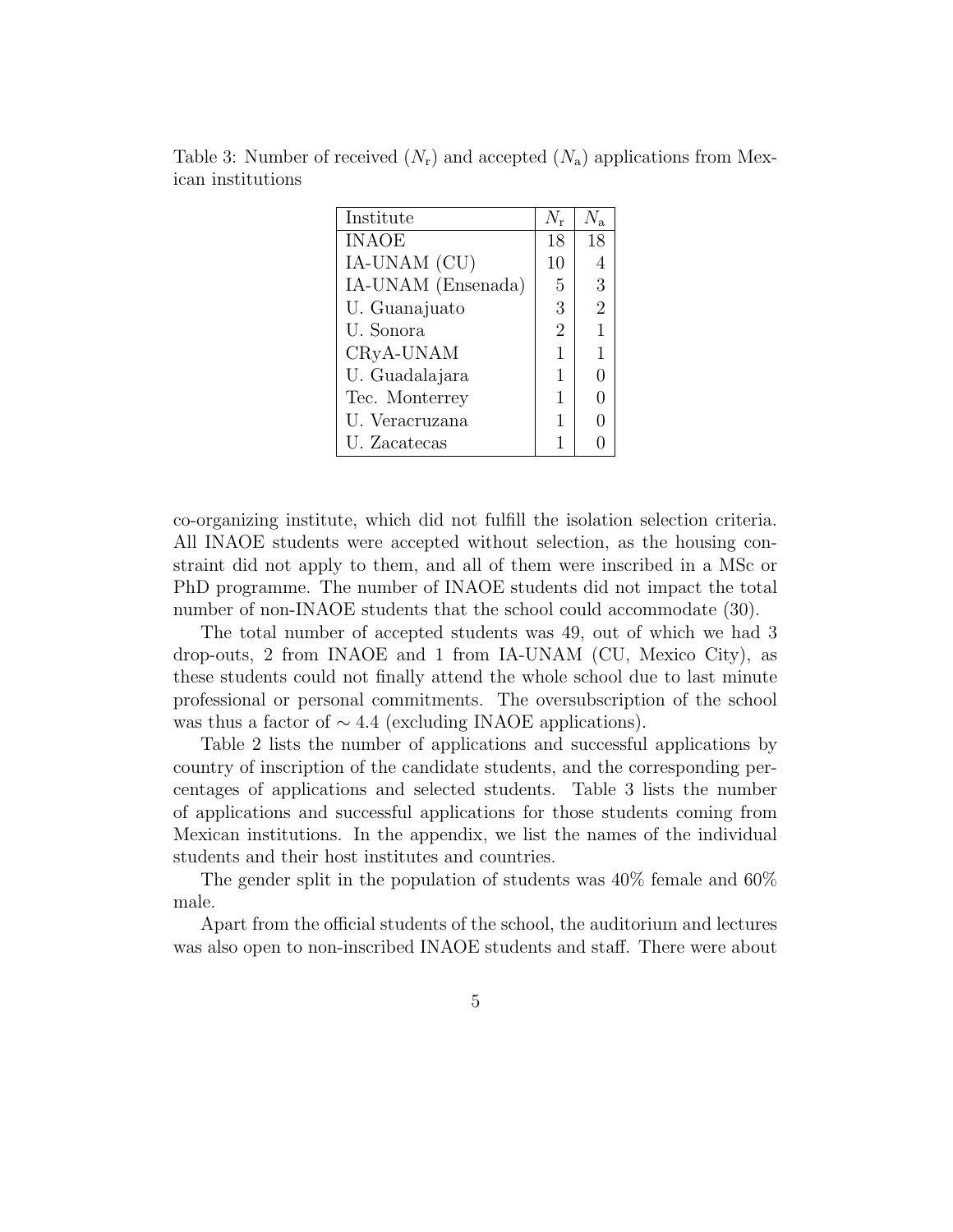Table 3: Number of received ($N_\mathrm{r}$) and accepted ($N_\mathrm{a}$) applications from Mexican institutions

| Institute | $N_\mathrm{r}$ | $N_\mathrm{a}$ |
|---|---|---|
| INAOE | 18 | 18 |
| IA-UNAM (CU) | 10 | 4 |
| IA-UNAM (Ensenada) | 5 | 3 |
| U. Guanajuato | 3 | 2 |
| U. Sonora | 2 | 1 |
| CRyA-UNAM | 1 | 1 |
| U. Guadalajara | 1 | 0 |
| Tec. Monterrey | 1 | 0 |
| U. Veracruzana | 1 | 0 |
| U. Zacatecas | 1 | 0 |

co-organizing institute, which did not fulfill the isolation selection criteria. All INAOE students were accepted without selection, as the housing constraint did not apply to them, and all of them were inscribed in a MSc or PhD programme. The number of INAOE students did not impact the total number of non-INAOE students that the school could accommodate (30).

The total number of accepted students was 49, out of which we had 3 drop-outs, 2 from INAOE and 1 from IA-UNAM (CU, Mexico City), as these students could not finally attend the whole school due to last minute professional or personal commitments. The oversubscription of the school was thus a factor of $\sim 4.4$ (excluding INAOE applications).

Table 2 lists the number of applications and successful applications by country of inscription of the candidate students, and the corresponding percentages of applications and selected students. Table 3 lists the number of applications and successful applications for those students coming from Mexican institutions. In the appendix, we list the names of the individual students and their host institutes and countries.

The gender split in the population of students was 40% female and 60% male.

Apart from the official students of the school, the auditorium and lectures was also open to non-inscribed INAOE students and staff. There were about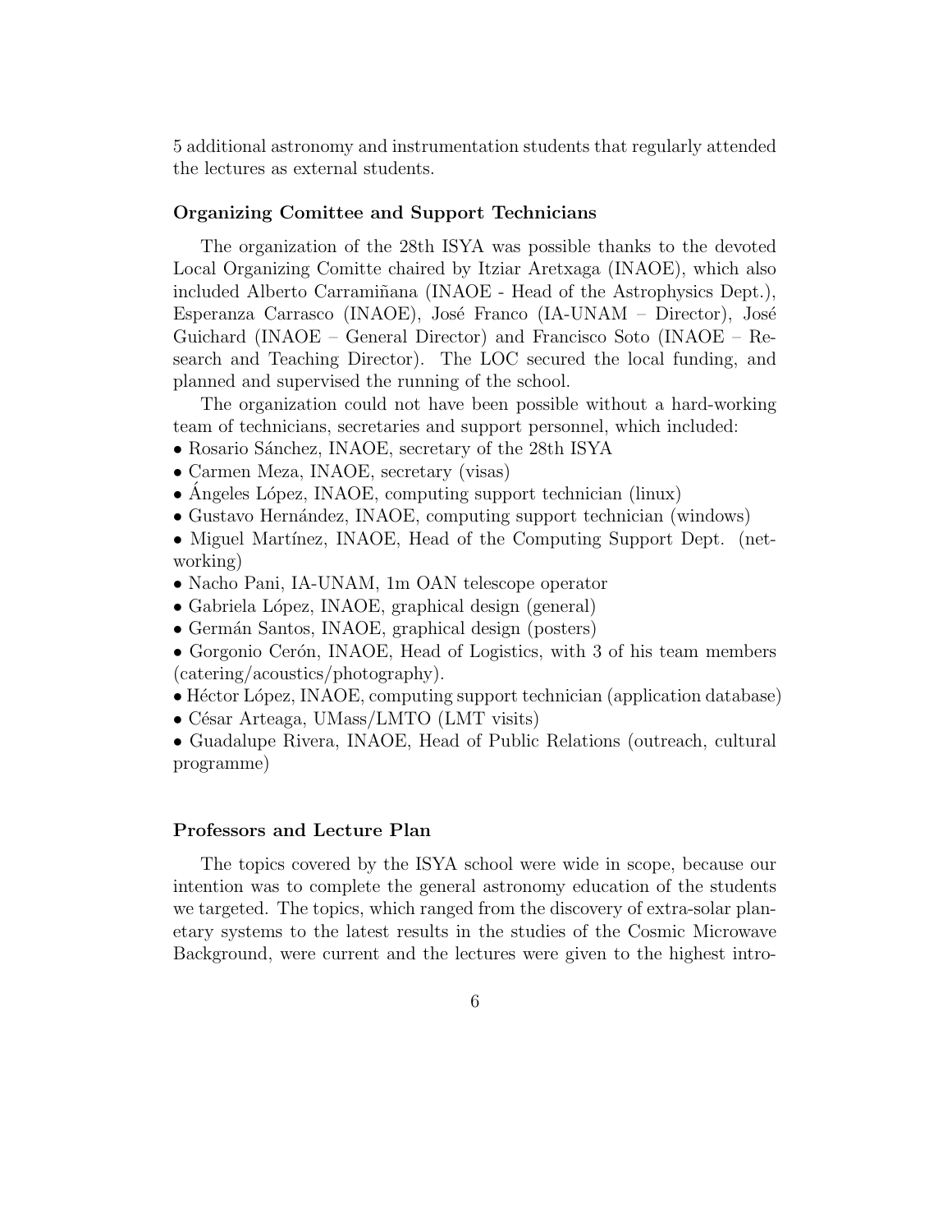5 additional astronomy and instrumentation students that regularly attended the lectures as external students.

### Organizing Comittee and Support Technicians

The organization of the 28th ISYA was possible thanks to the devoted Local Organizing Comitte chaired by Itziar Aretxaga (INAOE), which also included Alberto Carramiñana (INAOE - Head of the Astrophysics Dept.), Esperanza Carrasco (INAOE), José Franco (IA-UNAM – Director), José Guichard (INAOE – General Director) and Francisco Soto (INAOE – Research and Teaching Director). The LOC secured the local funding, and planned and supervised the running of the school.

The organization could not have been possible without a hard-working team of technicians, secretaries and support personnel, which included:

- Rosario Sánchez, INAOE, secretary of the 28th ISYA
- Carmen Meza, INAOE, secretary (visas)
- Ángeles López, INAOE, computing support technician (linux)
- Gustavo Hernández, INAOE, computing support technician (windows)
- Miguel Martínez, INAOE, Head of the Computing Support Dept. (networking)
- Nacho Pani, IA-UNAM, 1m OAN telescope operator
- Gabriela López, INAOE, graphical design (general)
- Germán Santos, INAOE, graphical design (posters)
- Gorgonio Cerón, INAOE, Head of Logistics, with 3 of his team members (catering/acoustics/photography).
- Héctor López, INAOE, computing support technician (application database)
- César Arteaga, UMass/LMTO (LMT visits)
- Guadalupe Rivera, INAOE, Head of Public Relations (outreach, cultural programme)

### Professors and Lecture Plan

The topics covered by the ISYA school were wide in scope, because our intention was to complete the general astronomy education of the students we targeted. The topics, which ranged from the discovery of extra-solar planetary systems to the latest results in the studies of the Cosmic Microwave Background, were current and the lectures were given to the highest intro-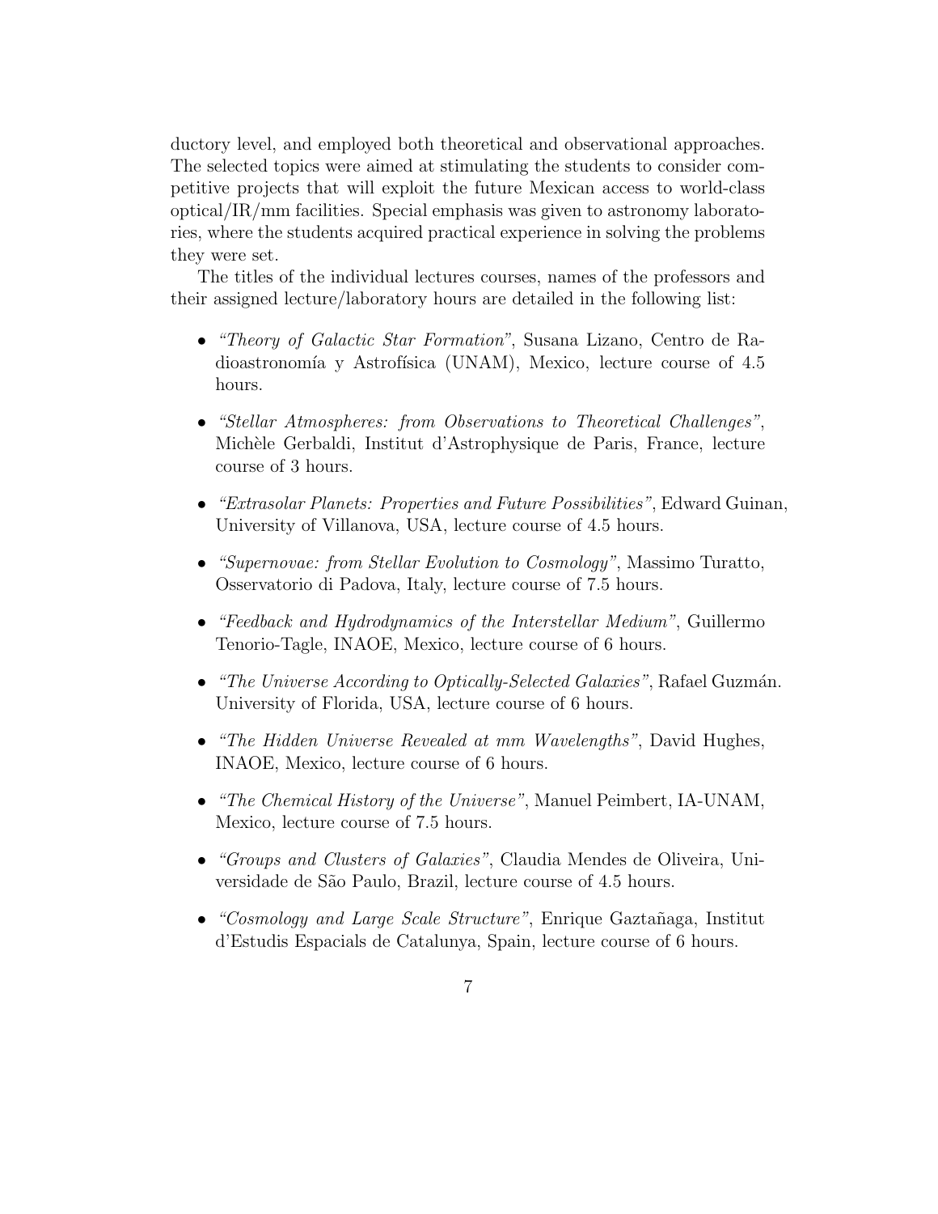ductory level, and employed both theoretical and observational approaches. The selected topics were aimed at stimulating the students to consider competitive projects that will exploit the future Mexican access to world-class optical/IR/mm facilities. Special emphasis was given to astronomy laboratories, where the students acquired practical experience in solving the problems they were set.

The titles of the individual lectures courses, names of the professors and their assigned lecture/laboratory hours are detailed in the following list:

- *"Theory of Galactic Star Formation"*, Susana Lizano, Centro de Radioastronomía y Astrofísica (UNAM), Mexico, lecture course of 4.5 hours.
- *"Stellar Atmospheres: from Observations to Theoretical Challenges"*, Michèle Gerbaldi, Institut d'Astrophysique de Paris, France, lecture course of 3 hours.
- *"Extrasolar Planets: Properties and Future Possibilities"*, Edward Guinan, University of Villanova, USA, lecture course of 4.5 hours.
- *"Supernovae: from Stellar Evolution to Cosmology"*, Massimo Turatto, Osservatorio di Padova, Italy, lecture course of 7.5 hours.
- *"Feedback and Hydrodynamics of the Interstellar Medium"*, Guillermo Tenorio-Tagle, INAOE, Mexico, lecture course of 6 hours.
- *"The Universe According to Optically-Selected Galaxies"*, Rafael Guzmán. University of Florida, USA, lecture course of 6 hours.
- *"The Hidden Universe Revealed at mm Wavelengths"*, David Hughes, INAOE, Mexico, lecture course of 6 hours.
- *"The Chemical History of the Universe"*, Manuel Peimbert, IA-UNAM, Mexico, lecture course of 7.5 hours.
- *"Groups and Clusters of Galaxies"*, Claudia Mendes de Oliveira, Universidade de São Paulo, Brazil, lecture course of 4.5 hours.
- *"Cosmology and Large Scale Structure"*, Enrique Gaztañaga, Institut d'Estudis Espacials de Catalunya, Spain, lecture course of 6 hours.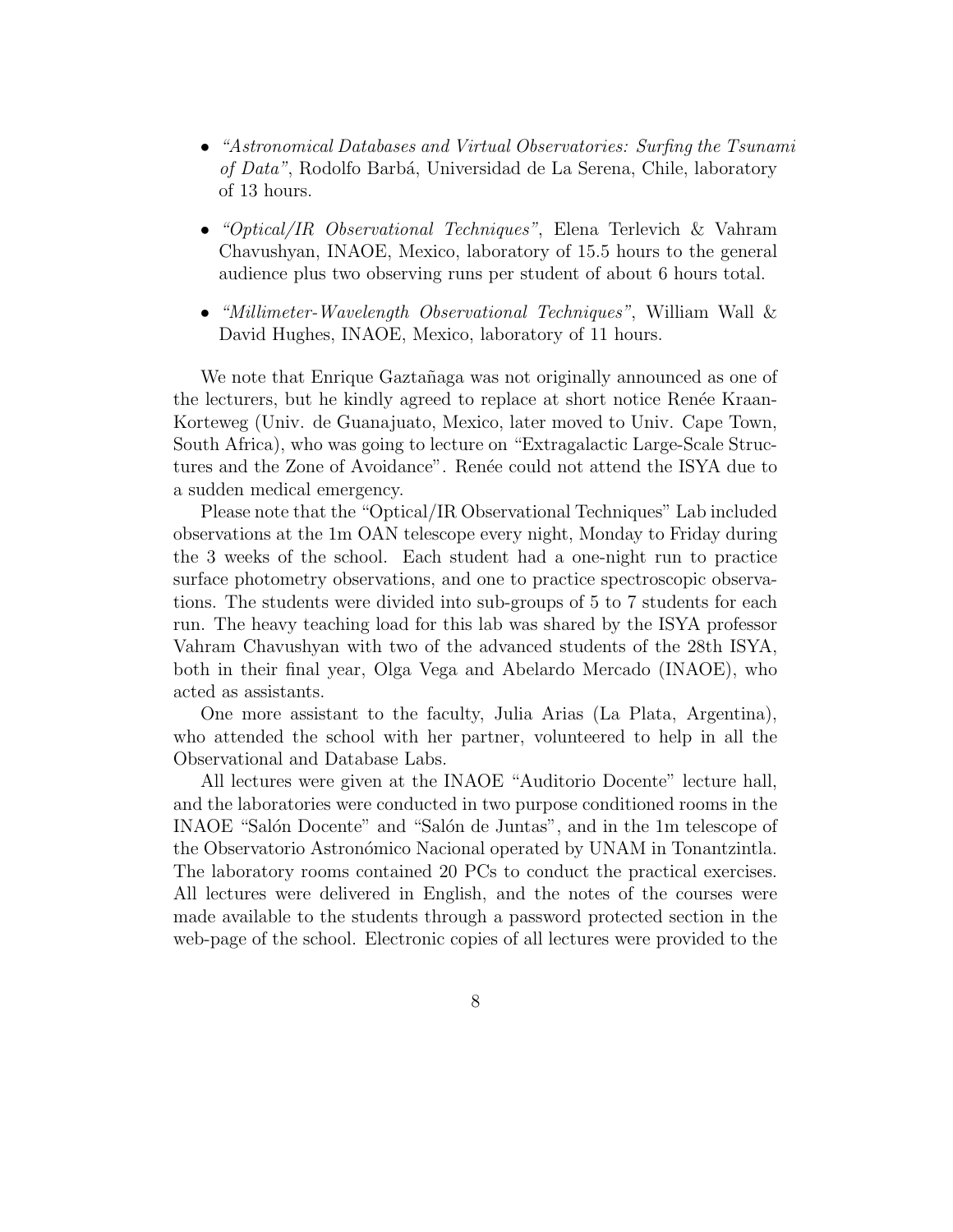- *"Astronomical Databases and Virtual Observatories: Surfing the Tsunami of Data"*, Rodolfo Barbá, Universidad de La Serena, Chile, laboratory of 13 hours.

- *"Optical/IR Observational Techniques"*, Elena Terlevich & Vahram Chavushyan, INAOE, Mexico, laboratory of 15.5 hours to the general audience plus two observing runs per student of about 6 hours total.

- *"Millimeter-Wavelength Observational Techniques"*, William Wall & David Hughes, INAOE, Mexico, laboratory of 11 hours.

We note that Enrique Gaztañaga was not originally announced as one of the lecturers, but he kindly agreed to replace at short notice Renée Kraan-Korteweg (Univ. de Guanajuato, Mexico, later moved to Univ. Cape Town, South Africa), who was going to lecture on "Extragalactic Large-Scale Structures and the Zone of Avoidance". Renée could not attend the ISYA due to a sudden medical emergency.

Please note that the "Optical/IR Observational Techniques" Lab included observations at the 1m OAN telescope every night, Monday to Friday during the 3 weeks of the school. Each student had a one-night run to practice surface photometry observations, and one to practice spectroscopic observations. The students were divided into sub-groups of 5 to 7 students for each run. The heavy teaching load for this lab was shared by the ISYA professor Vahram Chavushyan with two of the advanced students of the 28th ISYA, both in their final year, Olga Vega and Abelardo Mercado (INAOE), who acted as assistants.

One more assistant to the faculty, Julia Arias (La Plata, Argentina), who attended the school with her partner, volunteered to help in all the Observational and Database Labs.

All lectures were given at the INAOE "Auditorio Docente" lecture hall, and the laboratories were conducted in two purpose conditioned rooms in the INAOE "Salón Docente" and "Salón de Juntas", and in the 1m telescope of the Observatorio Astronómico Nacional operated by UNAM in Tonantzintla. The laboratory rooms contained 20 PCs to conduct the practical exercises. All lectures were delivered in English, and the notes of the courses were made available to the students through a password protected section in the web-page of the school. Electronic copies of all lectures were provided to the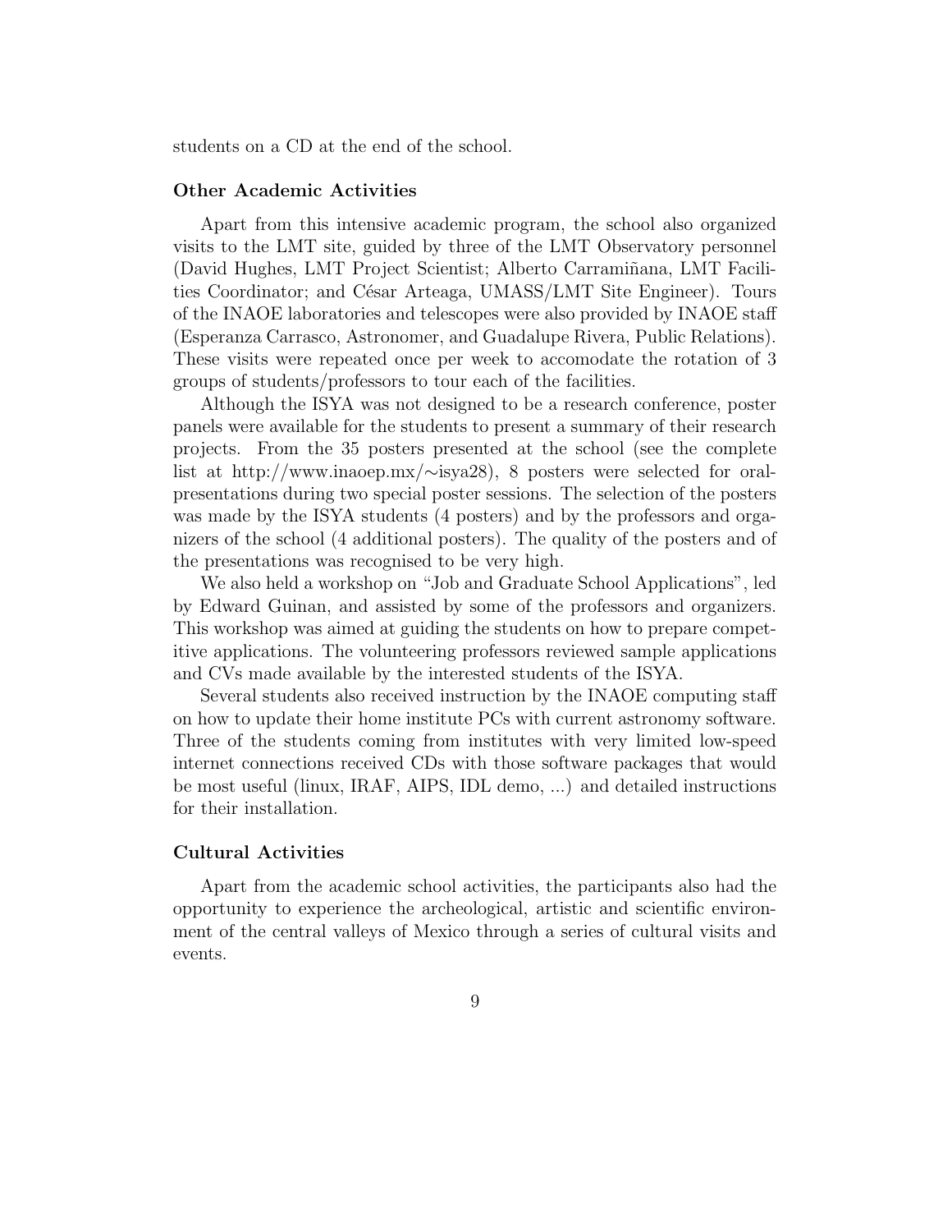students on a CD at the end of the school.

### Other Academic Activities

Apart from this intensive academic program, the school also organized visits to the LMT site, guided by three of the LMT Observatory personnel (David Hughes, LMT Project Scientist; Alberto Carramiñana, LMT Facilities Coordinator; and César Arteaga, UMASS/LMT Site Engineer). Tours of the INAOE laboratories and telescopes were also provided by INAOE staff (Esperanza Carrasco, Astronomer, and Guadalupe Rivera, Public Relations). These visits were repeated once per week to accomodate the rotation of 3 groups of students/professors to tour each of the facilities.

Although the ISYA was not designed to be a research conference, poster panels were available for the students to present a summary of their research projects. From the 35 posters presented at the school (see the complete list at http://www.inaoep.mx/∼isya28), 8 posters were selected for oral-presentations during two special poster sessions. The selection of the posters was made by the ISYA students (4 posters) and by the professors and organizers of the school (4 additional posters). The quality of the posters and of the presentations was recognised to be very high.

We also held a workshop on "Job and Graduate School Applications", led by Edward Guinan, and assisted by some of the professors and organizers. This workshop was aimed at guiding the students on how to prepare competitive applications. The volunteering professors reviewed sample applications and CVs made available by the interested students of the ISYA.

Several students also received instruction by the INAOE computing staff on how to update their home institute PCs with current astronomy software. Three of the students coming from institutes with very limited low-speed internet connections received CDs with those software packages that would be most useful (linux, IRAF, AIPS, IDL demo, ...) and detailed instructions for their installation.

### Cultural Activities

Apart from the academic school activities, the participants also had the opportunity to experience the archeological, artistic and scientific environment of the central valleys of Mexico through a series of cultural visits and events.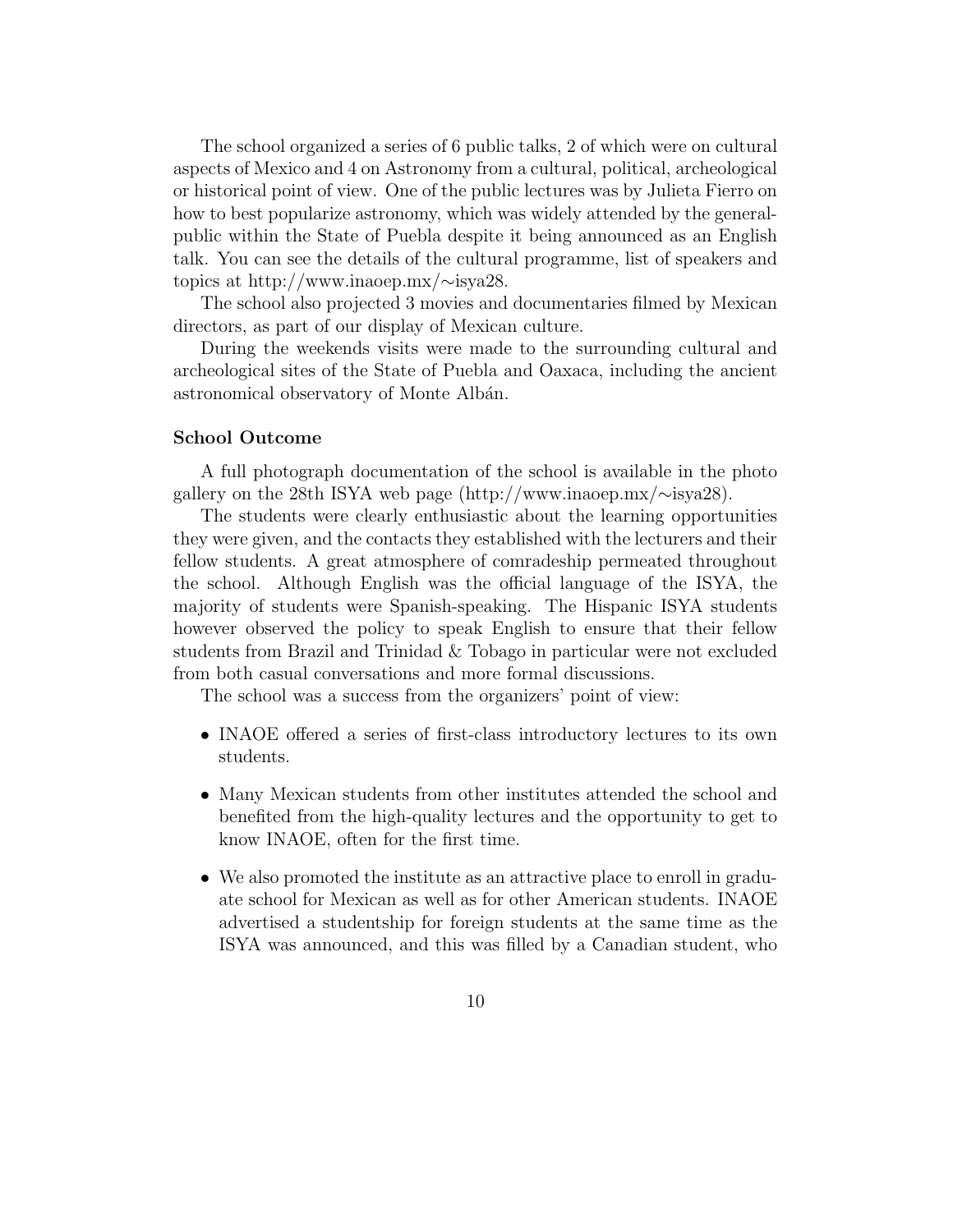The school organized a series of 6 public talks, 2 of which were on cultural aspects of Mexico and 4 on Astronomy from a cultural, political, archeological or historical point of view. One of the public lectures was by Julieta Fierro on how to best popularize astronomy, which was widely attended by the general-public within the State of Puebla despite it being announced as an English talk. You can see the details of the cultural programme, list of speakers and topics at http://www.inaoep.mx/∼isya28.

The school also projected 3 movies and documentaries filmed by Mexican directors, as part of our display of Mexican culture.

During the weekends visits were made to the surrounding cultural and archeological sites of the State of Puebla and Oaxaca, including the ancient astronomical observatory of Monte Albán.

**School Outcome**

A full photograph documentation of the school is available in the photo gallery on the 28th ISYA web page (http://www.inaoep.mx/∼isya28).

The students were clearly enthusiastic about the learning opportunities they were given, and the contacts they established with the lecturers and their fellow students. A great atmosphere of comradeship permeated throughout the school. Although English was the official language of the ISYA, the majority of students were Spanish-speaking. The Hispanic ISYA students however observed the policy to speak English to ensure that their fellow students from Brazil and Trinidad & Tobago in particular were not excluded from both casual conversations and more formal discussions.

The school was a success from the organizers' point of view:

- INAOE offered a series of first-class introductory lectures to its own students.
- Many Mexican students from other institutes attended the school and benefited from the high-quality lectures and the opportunity to get to know INAOE, often for the first time.
- We also promoted the institute as an attractive place to enroll in graduate school for Mexican as well as for other American students. INAOE advertised a studentship for foreign students at the same time as the ISYA was announced, and this was filled by a Canadian student, who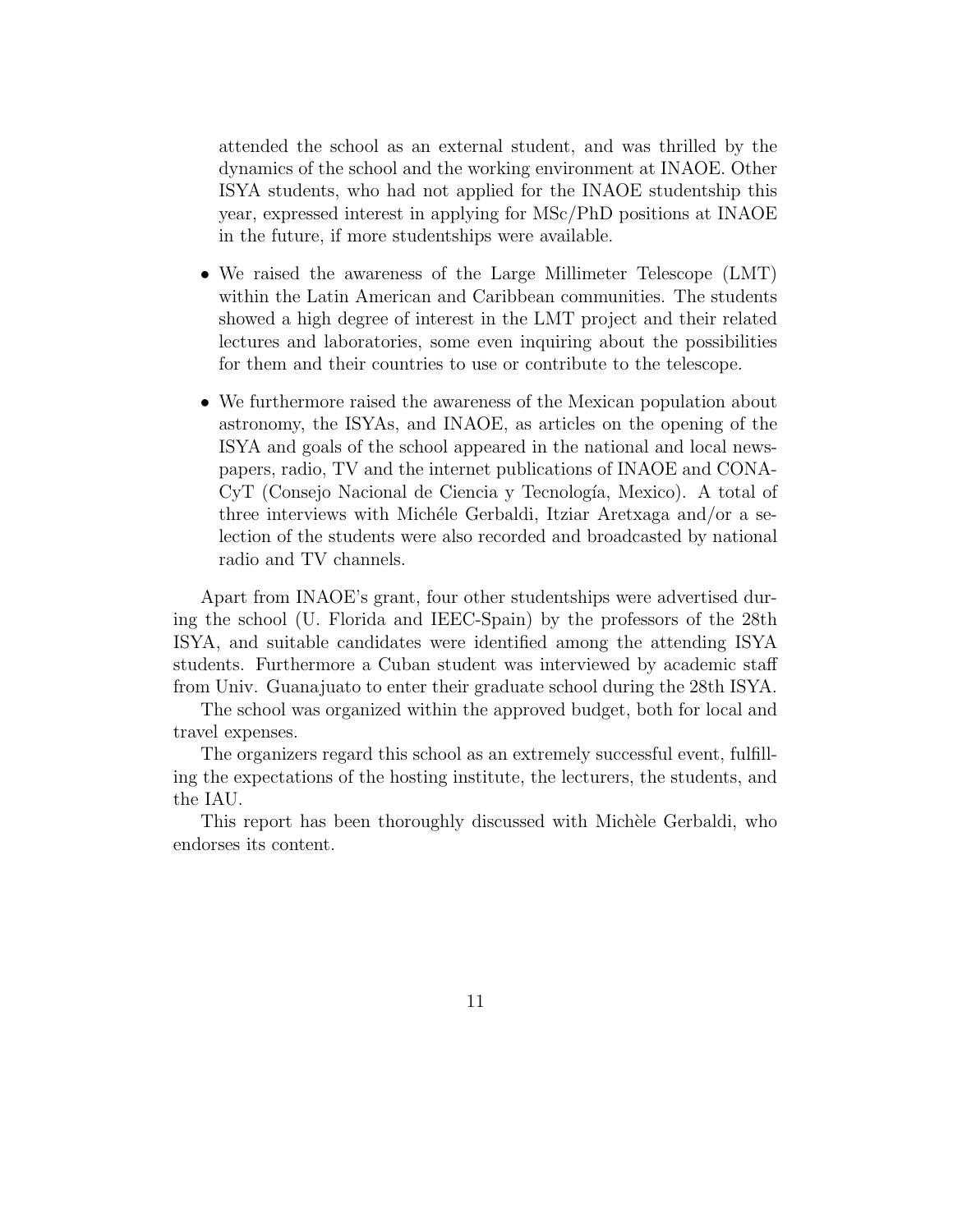attended the school as an external student, and was thrilled by the dynamics of the school and the working environment at INAOE. Other ISYA students, who had not applied for the INAOE studentship this year, expressed interest in applying for MSc/PhD positions at INAOE in the future, if more studentships were available.

- We raised the awareness of the Large Millimeter Telescope (LMT) within the Latin American and Caribbean communities. The students showed a high degree of interest in the LMT project and their related lectures and laboratories, some even inquiring about the possibilities for them and their countries to use or contribute to the telescope.

- We furthermore raised the awareness of the Mexican population about astronomy, the ISYAs, and INAOE, as articles on the opening of the ISYA and goals of the school appeared in the national and local newspapers, radio, TV and the internet publications of INAOE and CONACyT (Consejo Nacional de Ciencia y Tecnología, Mexico). A total of three interviews with Michéle Gerbaldi, Itziar Aretxaga and/or a selection of the students were also recorded and broadcasted by national radio and TV channels.

Apart from INAOE's grant, four other studentships were advertised during the school (U. Florida and IEEC-Spain) by the professors of the 28th ISYA, and suitable candidates were identified among the attending ISYA students. Furthermore a Cuban student was interviewed by academic staff from Univ. Guanajuato to enter their graduate school during the 28th ISYA.

The school was organized within the approved budget, both for local and travel expenses.

The organizers regard this school as an extremely successful event, fulfilling the expectations of the hosting institute, the lecturers, the students, and the IAU.

This report has been thoroughly discussed with Michèle Gerbaldi, who endorses its content.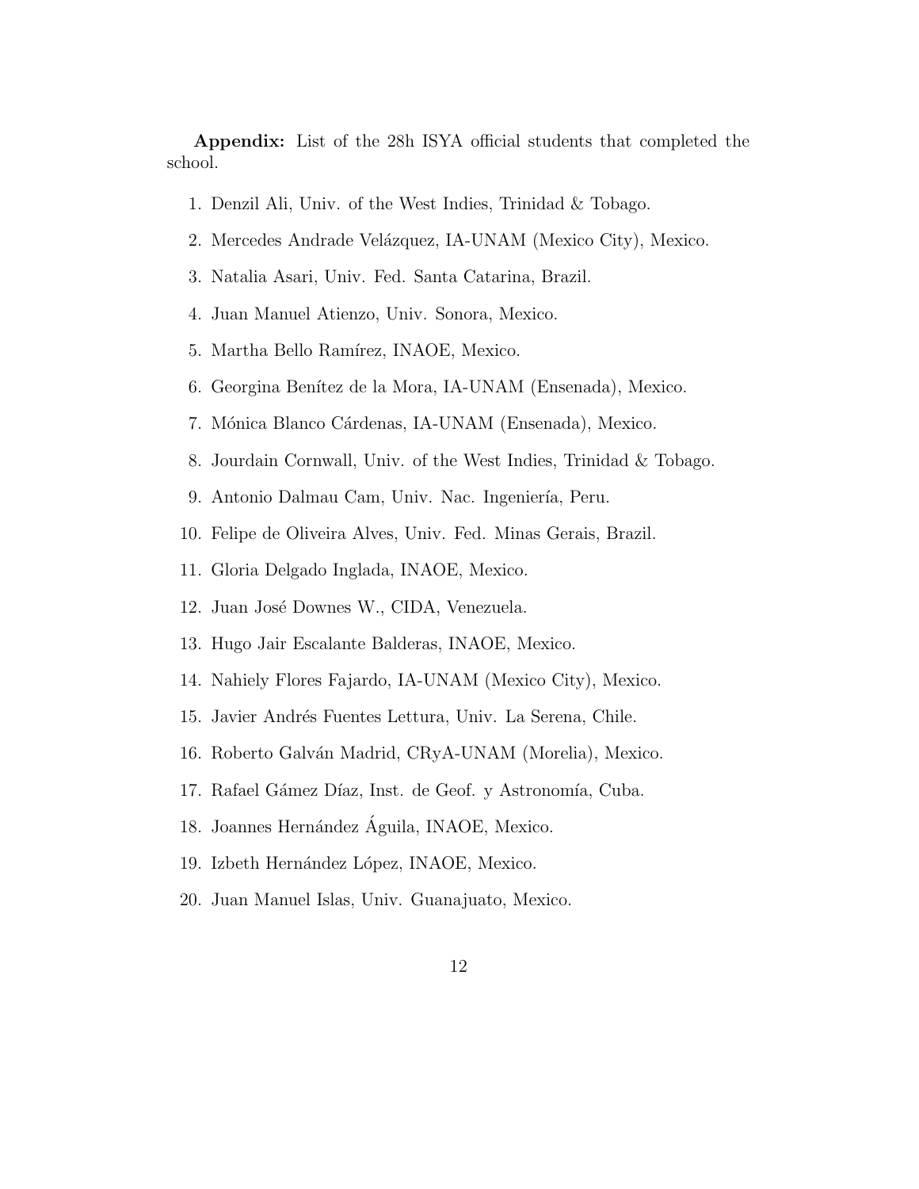**Appendix:** List of the 28h ISYA official students that completed the school.

1. Denzil Ali, Univ. of the West Indies, Trinidad & Tobago.
2. Mercedes Andrade Velázquez, IA-UNAM (Mexico City), Mexico.
3. Natalia Asari, Univ. Fed. Santa Catarina, Brazil.
4. Juan Manuel Atienzo, Univ. Sonora, Mexico.
5. Martha Bello Ramírez, INAOE, Mexico.
6. Georgina Benítez de la Mora, IA-UNAM (Ensenada), Mexico.
7. Mónica Blanco Cárdenas, IA-UNAM (Ensenada), Mexico.
8. Jourdain Cornwall, Univ. of the West Indies, Trinidad & Tobago.
9. Antonio Dalmau Cam, Univ. Nac. Ingeniería, Peru.
10. Felipe de Oliveira Alves, Univ. Fed. Minas Gerais, Brazil.
11. Gloria Delgado Inglada, INAOE, Mexico.
12. Juan José Downes W., CIDA, Venezuela.
13. Hugo Jair Escalante Balderas, INAOE, Mexico.
14. Nahiely Flores Fajardo, IA-UNAM (Mexico City), Mexico.
15. Javier Andrés Fuentes Lettura, Univ. La Serena, Chile.
16. Roberto Galván Madrid, CRyA-UNAM (Morelia), Mexico.
17. Rafael Gámez Díaz, Inst. de Geof. y Astronomía, Cuba.
18. Joannes Hernández Águila, INAOE, Mexico.
19. Izbeth Hernández López, INAOE, Mexico.
20. Juan Manuel Islas, Univ. Guanajuato, Mexico.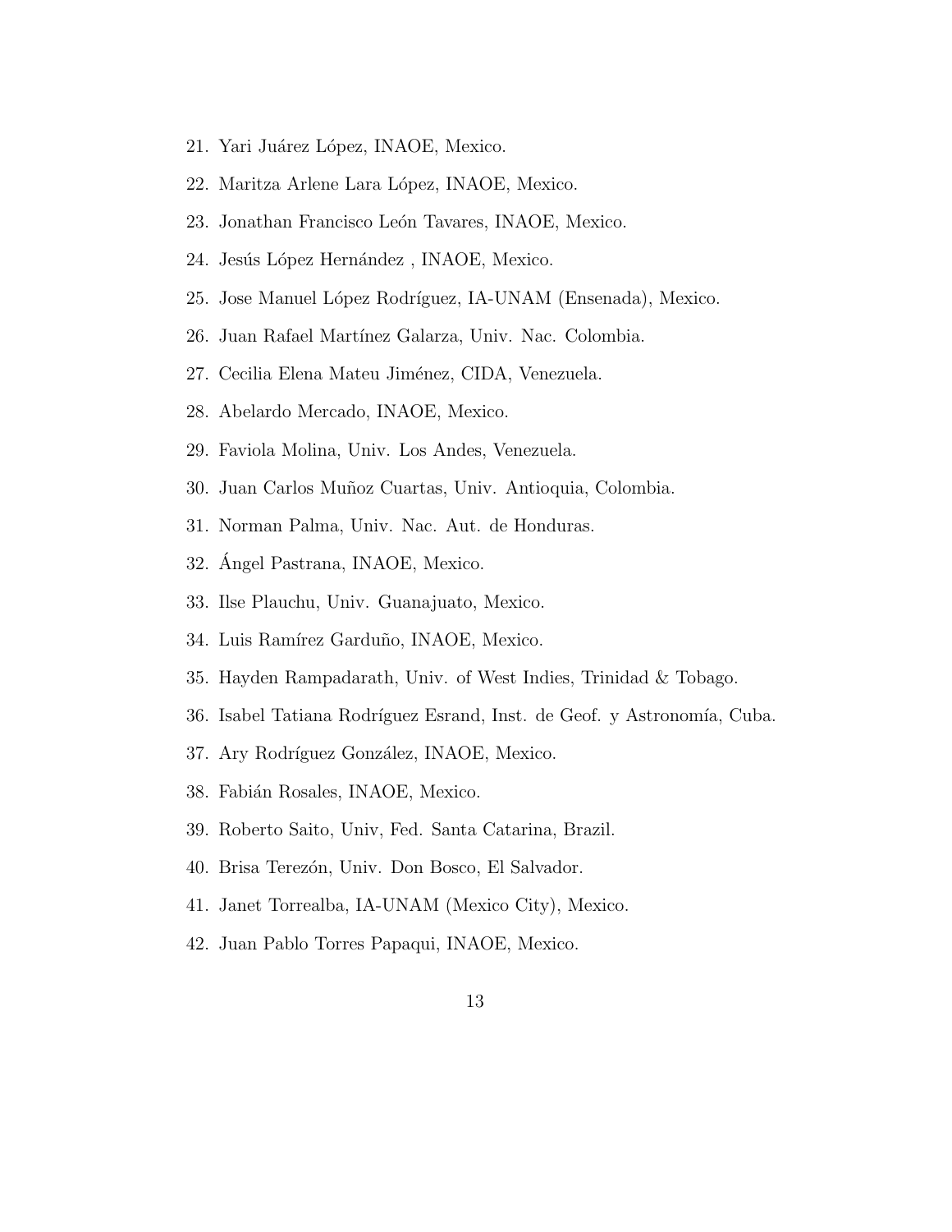21. Yari Juárez López, INAOE, Mexico.
22. Maritza Arlene Lara López, INAOE, Mexico.
23. Jonathan Francisco León Tavares, INAOE, Mexico.
24. Jesús López Hernández , INAOE, Mexico.
25. Jose Manuel López Rodríguez, IA-UNAM (Ensenada), Mexico.
26. Juan Rafael Martínez Galarza, Univ. Nac. Colombia.
27. Cecilia Elena Mateu Jiménez, CIDA, Venezuela.
28. Abelardo Mercado, INAOE, Mexico.
29. Faviola Molina, Univ. Los Andes, Venezuela.
30. Juan Carlos Muñoz Cuartas, Univ. Antioquia, Colombia.
31. Norman Palma, Univ. Nac. Aut. de Honduras.
32. Ángel Pastrana, INAOE, Mexico.
33. Ilse Plauchu, Univ. Guanajuato, Mexico.
34. Luis Ramírez Garduño, INAOE, Mexico.
35. Hayden Rampadarath, Univ. of West Indies, Trinidad & Tobago.
36. Isabel Tatiana Rodríguez Esrand, Inst. de Geof. y Astronomía, Cuba.
37. Ary Rodríguez González, INAOE, Mexico.
38. Fabián Rosales, INAOE, Mexico.
39. Roberto Saito, Univ, Fed. Santa Catarina, Brazil.
40. Brisa Terezón, Univ. Don Bosco, El Salvador.
41. Janet Torrealba, IA-UNAM (Mexico City), Mexico.
42. Juan Pablo Torres Papaqui, INAOE, Mexico.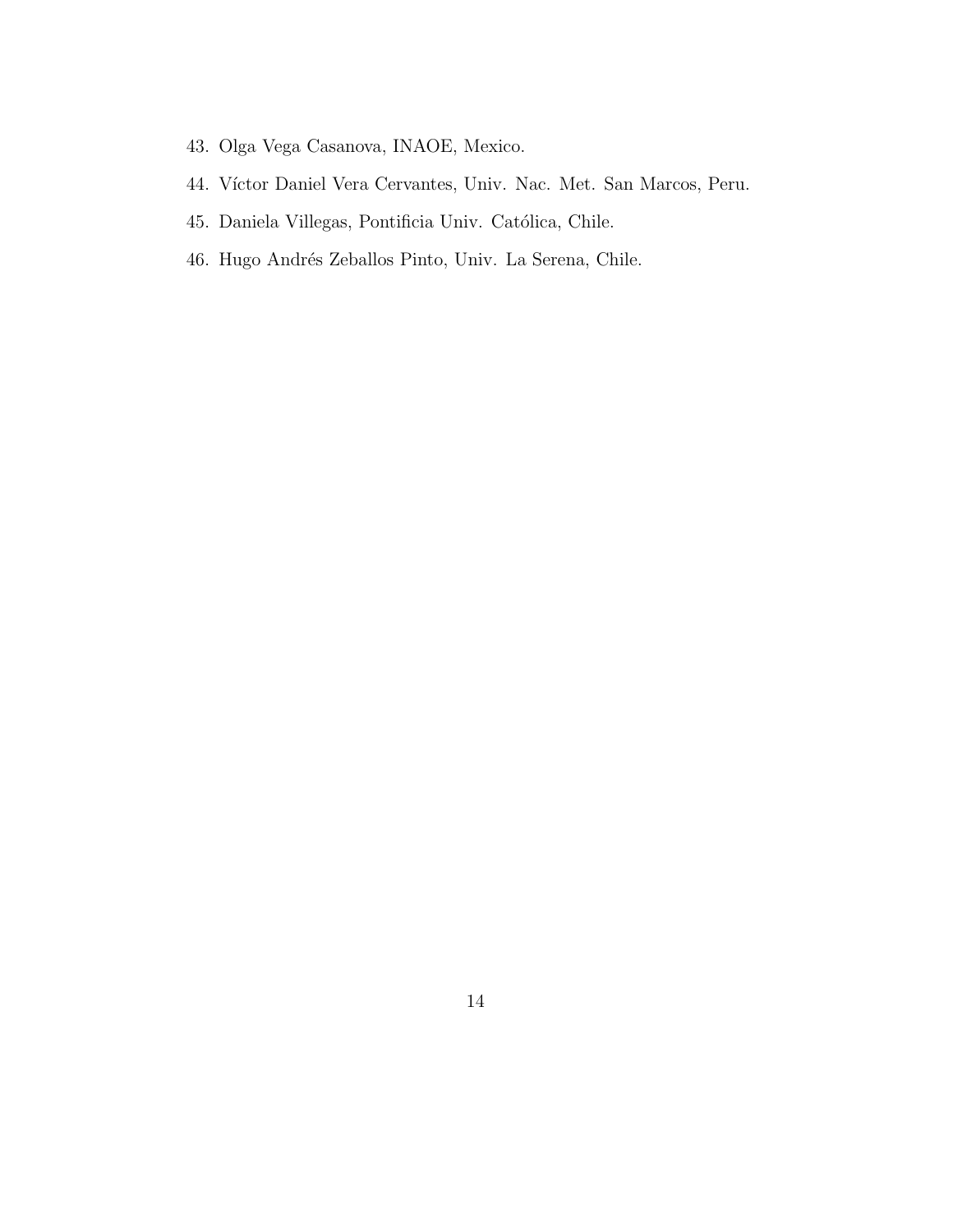43. Olga Vega Casanova, INAOE, Mexico.
44. Víctor Daniel Vera Cervantes, Univ. Nac. Met. San Marcos, Peru.
45. Daniela Villegas, Pontificia Univ. Católica, Chile.
46. Hugo Andrés Zeballos Pinto, Univ. La Serena, Chile.